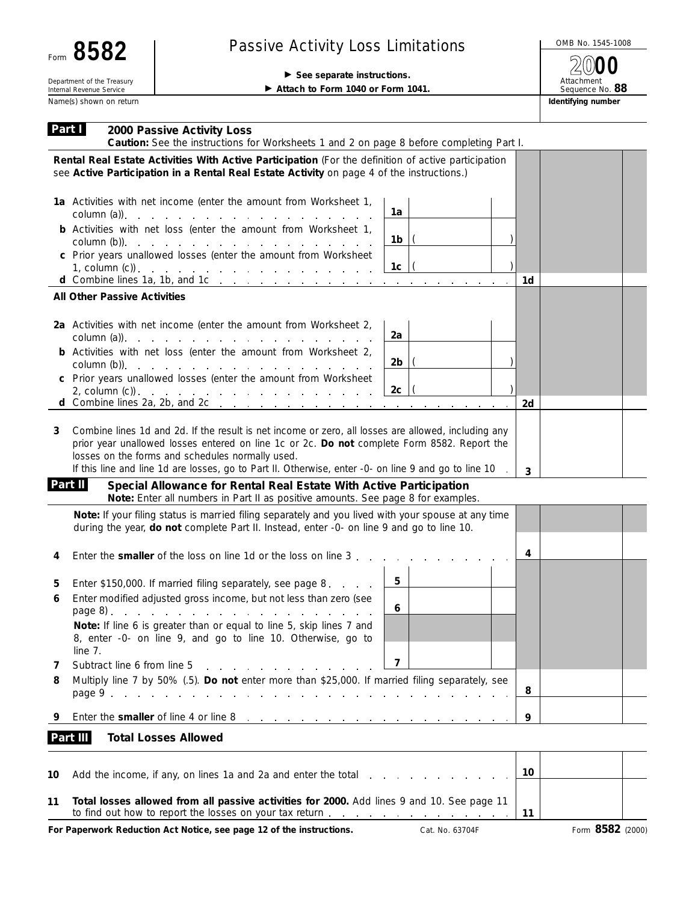Form **8582**

Department of the Treasury
Internal Revenue Service

# Passive Activity Loss Limitations

▶ **See separate instructions.**

▶ **Attach to Form 1040 or Form 1041.**

OMB No. 1545-1008

**2000**

Attachment Sequence No. **88**

Name(s) shown on return | **Identifying number**

## Part I 2000 Passive Activity Loss

**Caution:** See the instructions for Worksheets 1 and 2 on page 8 before completing Part I.

**Rental Real Estate Activities With Active Participation** (For the definition of active participation see **Active Participation in a Rental Real Estate Activity** on page 4 of the instructions.)

| | | | |
|---|---|---|---|
| **1a** Activities with net income (enter the amount from Worksheet 1, column (a)) | 1a | | |
| **b** Activities with net loss (enter the amount from Worksheet 1, column (b)) | 1b | ( ) | |
| **c** Prior years unallowed losses (enter the amount from Worksheet 1, column (c)) | 1c | ( ) | |
| **d** Combine lines 1a, 1b, and 1c | | | 1d |

**All Other Passive Activities**

| | | | |
|---|---|---|---|
| **2a** Activities with net income (enter the amount from Worksheet 2, column (a)) | 2a | | |
| **b** Activities with net loss (enter the amount from Worksheet 2, column (b)) | 2b | ( ) | |
| **c** Prior years unallowed losses (enter the amount from Worksheet 2, column (c)) | 2c | ( ) | |
| **d** Combine lines 2a, 2b, and 2c | | | 2d |

**3** Combine lines 1d and 2d. If the result is net income or zero, all losses are allowed, including any prior year unallowed losses entered on line 1c or 2c. **Do not** complete Form 8582. Report the losses on the forms and schedules normally used.
If this line and line 1d are losses, go to Part II. Otherwise, enter -0- on line 9 and go to line 10 | **3**

## Part II Special Allowance for Rental Real Estate With Active Participation

**Note:** Enter all numbers in Part II as positive amounts. See page 8 for examples.

**Note:** If your filing status is married filing separately and you lived with your spouse at any time during the year, **do not** complete Part II. Instead, enter -0- on line 9 and go to line 10.

| | | | |
|---|---|---|---|
| **4** Enter the **smaller** of the loss on line 1d or the loss on line 3 | | | 4 |
| **5** Enter $150,000. If married filing separately, see page 8 | 5 | | |
| **6** Enter modified adjusted gross income, but not less than zero (see page 8) | 6 | | |
| **Note:** If line 6 is greater than or equal to line 5, skip lines 7 and 8, enter -0- on line 9, and go to line 10. Otherwise, go to line 7. | | | |
| **7** Subtract line 6 from line 5 | 7 | | |
| **8** Multiply line 7 by 50% (.5). **Do not** enter more than $25,000. If married filing separately, see page 9 | | | 8 |
| **9** Enter the **smaller** of line 4 or line 8 | | | 9 |

## Part III Total Losses Allowed

| | |
|---|---|
| **10** Add the income, if any, on lines 1a and 2a and enter the total | 10 |
| **11** **Total losses allowed from all passive activities for 2000.** Add lines 9 and 10. See page 11 to find out how to report the losses on your tax return | 11 |

**For Paperwork Reduction Act Notice, see page 12 of the instructions.** Cat. No. 63704F Form **8582** (2000)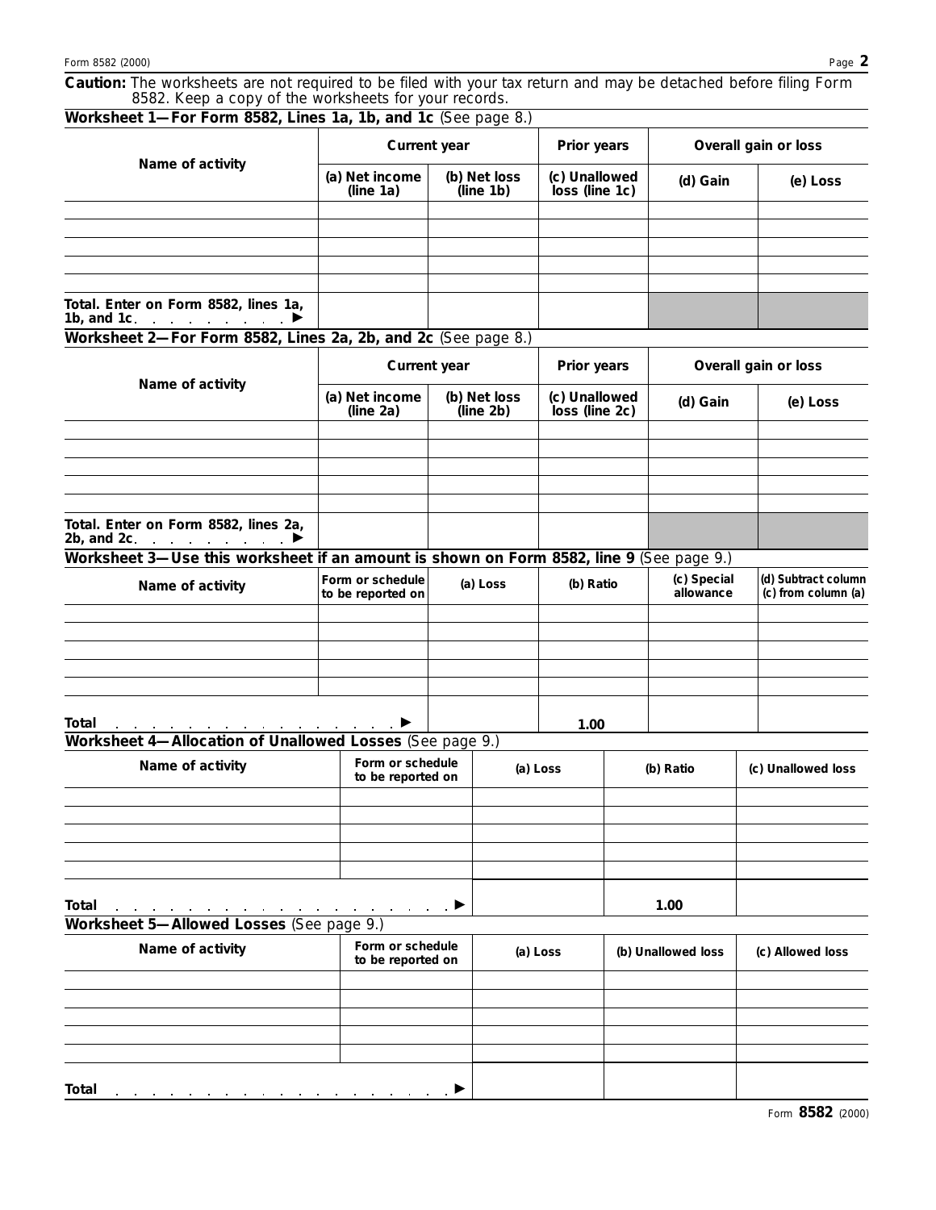**Caution:** The worksheets are not required to be filed with your tax return and may be detached before filing Form 8582. Keep a copy of the worksheets for your records.

### Worksheet 1—For Form 8582, Lines 1a, 1b, and 1c (See page 8.)

| Name of activity | Current year | | Prior years | Overall gain or loss | |
|---|---|---|---|---|---|
| | (a) Net income (line 1a) | (b) Net loss (line 1b) | (c) Unallowed loss (line 1c) | (d) Gain | (e) Loss |
| | | | | | |
| | | | | | |
| | | | | | |
| | | | | | |
| | | | | | |
| Total. Enter on Form 8582, lines 1a, 1b, and 1c . . . . . . . . . ▶ | | | | | |

### Worksheet 2—For Form 8582, Lines 2a, 2b, and 2c (See page 8.)

| Name of activity | Current year | | Prior years | Overall gain or loss | |
|---|---|---|---|---|---|
| | (a) Net income (line 2a) | (b) Net loss (line 2b) | (c) Unallowed loss (line 2c) | (d) Gain | (e) Loss |
| | | | | | |
| | | | | | |
| | | | | | |
| | | | | | |
| | | | | | |
| Total. Enter on Form 8582, lines 2a, 2b, and 2c . . . . . . . . . ▶ | | | | | |

### Worksheet 3—Use this worksheet if an amount is shown on Form 8582, line 9 (See page 9.)

| Name of activity | Form or schedule to be reported on | (a) Loss | (b) Ratio | (c) Special allowance | (d) Subtract column (c) from column (a) |
|---|---|---|---|---|---|
| | | | | | |
| | | | | | |
| | | | | | |
| | | | | | |
| | | | | | |
| Total . . . . . . . . . . . . . . . . . . ▶ | | | 1.00 | | |

### Worksheet 4—Allocation of Unallowed Losses (See page 9.)

| Name of activity | Form or schedule to be reported on | (a) Loss | (b) Ratio | (c) Unallowed loss |
|---|---|---|---|---|
| | | | | |
| | | | | |
| | | | | |
| | | | | |
| | | | | |
| Total . . . . . . . . . . . . . . . . . . . . . ▶ | | | 1.00 | |

### Worksheet 5—Allowed Losses (See page 9.)

| Name of activity | Form or schedule to be reported on | (a) Loss | (b) Unallowed loss | (c) Allowed loss |
|---|---|---|---|---|
| | | | | |
| | | | | |
| | | | | |
| | | | | |
| | | | | |
| Total . . . . . . . . . . . . . . . . . . . . . ▶ | | | | |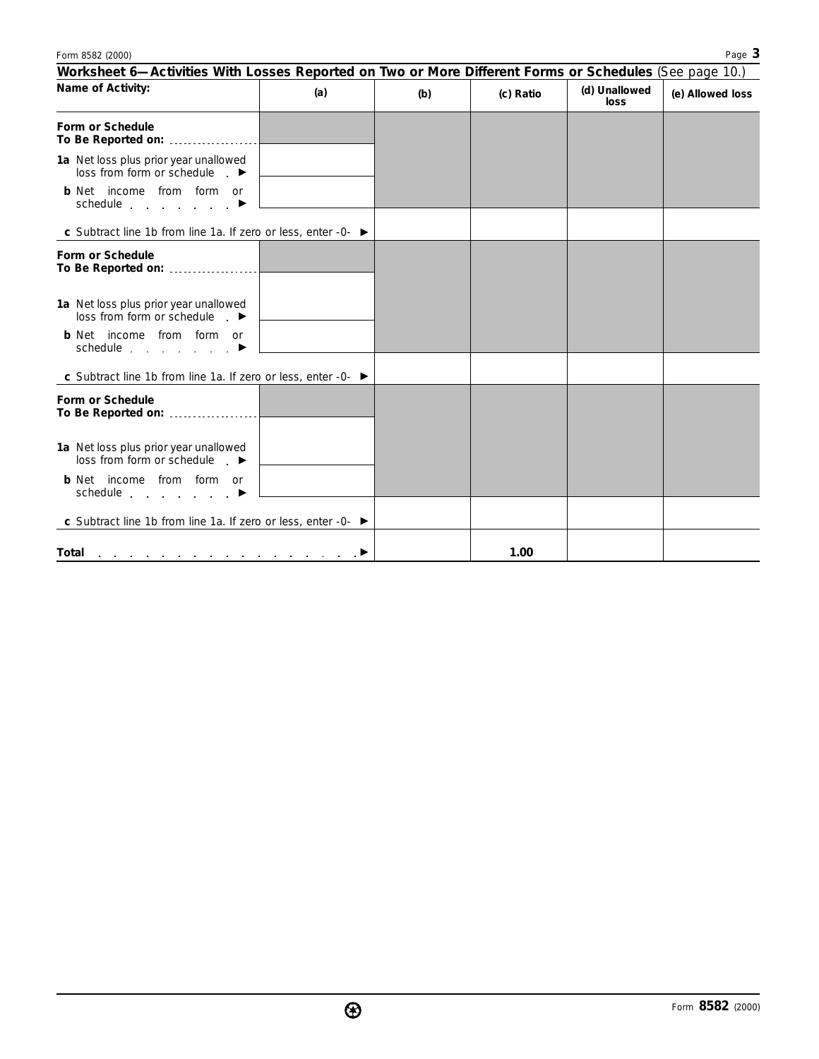## Worksheet 6—Activities With Losses Reported on Two or More Different Forms or Schedules *(See page 10.)*

| Name of Activity: | (a) | (b) | (c) Ratio | (d) Unallowed loss | (e) Allowed loss |
|---|---|---|---|---|---|
| **Form or Schedule To Be Reported on:** | | | | | |
| **1a** Net loss plus prior year unallowed loss from form or schedule ▶ | | | | | |
| **b** Net income from form or schedule ▶ | | | | | |
| **c** Subtract line 1b from line 1a. If zero or less, enter -0- ▶ | | | | | |
| **Form or Schedule To Be Reported on:** | | | | | |
| **1a** Net loss plus prior year unallowed loss from form or schedule ▶ | | | | | |
| **b** Net income from form or schedule ▶ | | | | | |
| **c** Subtract line 1b from line 1a. If zero or less, enter -0- ▶ | | | | | |
| **Form or Schedule To Be Reported on:** | | | | | |
| **1a** Net loss plus prior year unallowed loss from form or schedule ▶ | | | | | |
| **b** Net income from form or schedule ▶ | | | | | |
| **c** Subtract line 1b from line 1a. If zero or less, enter -0- ▶ | | | | | |
| **Total** ▶ | | | 1.00 | | |